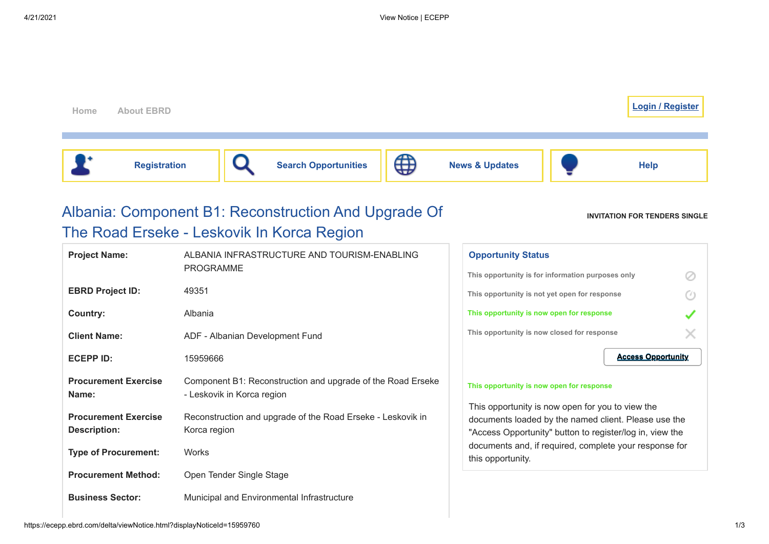Home   About EBRD

Login / Register

Registration | Search Opportunities | News & Updates | Help

# Albania: Component B1: Reconstruction And Upgrade Of The Road Erseke - Leskovik In Korca Region

INVITATION FOR TENDERS SINGLE

| | |
|---|---|
| **Project Name:** | ALBANIA INFRASTRUCTURE AND TOURISM-ENABLING PROGRAMME |
| **EBRD Project ID:** | 49351 |
| **Country:** | Albania |
| **Client Name:** | ADF - Albanian Development Fund |
| **ECEPP ID:** | 15959666 |
| **Procurement Exercise Name:** | Component B1: Reconstruction and upgrade of the Road Erseke - Leskovik in Korca region |
| **Procurement Exercise Description:** | Reconstruction and upgrade of the Road Erseke - Leskovik in Korca region |
| **Type of Procurement:** | Works |
| **Procurement Method:** | Open Tender Single Stage |
| **Business Sector:** | Municipal and Environmental Infrastructure |

## Opportunity Status

- This opportunity is for information purposes only
- This opportunity is not yet open for response
- This opportunity is now open for response ✓
- This opportunity is now closed for response

Access Opportunity

This opportunity is now open for response

This opportunity is now open for you to view the documents loaded by the named client. Please use the "Access Opportunity" button to register/log in, view the documents and, if required, complete your response for this opportunity.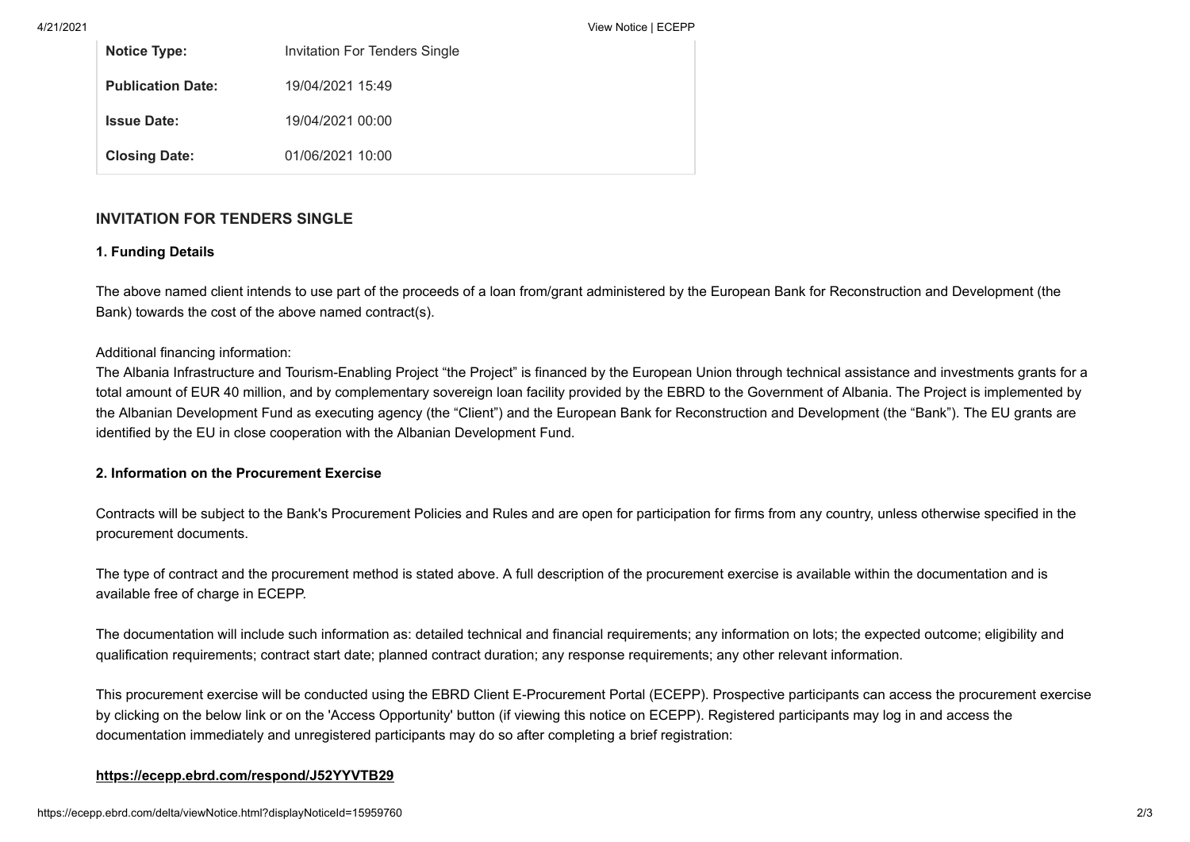| | |
|---|---|
| **Notice Type:** | Invitation For Tenders Single |
| **Publication Date:** | 19/04/2021 15:49 |
| **Issue Date:** | 19/04/2021 00:00 |
| **Closing Date:** | 01/06/2021 10:00 |

## INVITATION FOR TENDERS SINGLE

### 1. Funding Details

The above named client intends to use part of the proceeds of a loan from/grant administered by the European Bank for Reconstruction and Development (the Bank) towards the cost of the above named contract(s).

Additional financing information:
The Albania Infrastructure and Tourism-Enabling Project "the Project" is financed by the European Union through technical assistance and investments grants for a total amount of EUR 40 million, and by complementary sovereign loan facility provided by the EBRD to the Government of Albania. The Project is implemented by the Albanian Development Fund as executing agency (the "Client") and the European Bank for Reconstruction and Development (the "Bank"). The EU grants are identified by the EU in close cooperation with the Albanian Development Fund.

### 2. Information on the Procurement Exercise

Contracts will be subject to the Bank's Procurement Policies and Rules and are open for participation for firms from any country, unless otherwise specified in the procurement documents.

The type of contract and the procurement method is stated above. A full description of the procurement exercise is available within the documentation and is available free of charge in ECEPP.

The documentation will include such information as: detailed technical and financial requirements; any information on lots; the expected outcome; eligibility and qualification requirements; contract start date; planned contract duration; any response requirements; any other relevant information.

This procurement exercise will be conducted using the EBRD Client E-Procurement Portal (ECEPP). Prospective participants can access the procurement exercise by clicking on the below link or on the 'Access Opportunity' button (if viewing this notice on ECEPP). Registered participants may log in and access the documentation immediately and unregistered participants may do so after completing a brief registration:

**https://ecepp.ebrd.com/respond/J52YYVTB29**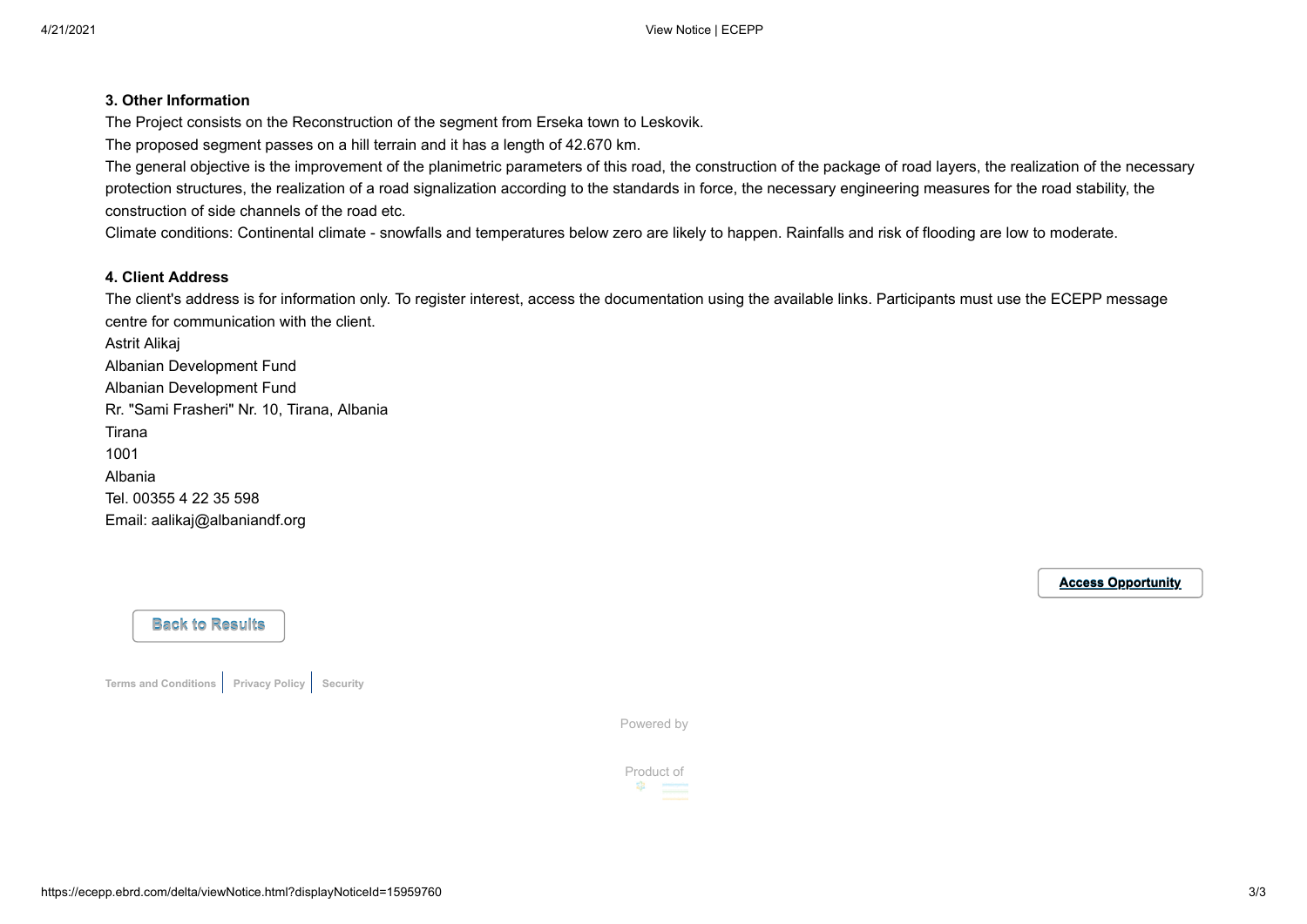### 3. Other Information

The Project consists on the Reconstruction of the segment from Erseka town to Leskovik.

The proposed segment passes on a hill terrain and it has a length of 42.670 km.

The general objective is the improvement of the planimetric parameters of this road, the construction of the package of road layers, the realization of the necessary protection structures, the realization of a road signalization according to the standards in force, the necessary engineering measures for the road stability, the construction of side channels of the road etc.

Climate conditions: Continental climate - snowfalls and temperatures below zero are likely to happen. Rainfalls and risk of flooding are low to moderate.

### 4. Client Address

The client's address is for information only. To register interest, access the documentation using the available links. Participants must use the ECEPP message centre for communication with the client.

Astrit Alikaj
Albanian Development Fund
Albanian Development Fund
Rr. "Sami Frasheri" Nr. 10, Tirana, Albania
Tirana
1001
Albania
Tel. 00355 4 22 35 598
Email: aalikaj@albaniandf.org

Access Opportunity

Back to Results

Terms and Conditions | Privacy Policy | Security

Powered by

Product of